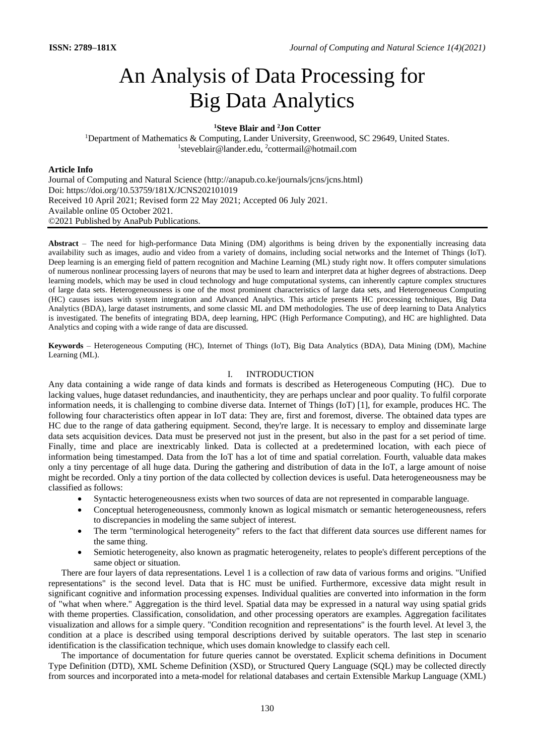# An Analysis of Data Processing for Big Data Analytics

**[1]Steve Blair and [2]Jon Cotter**

[1]Department of Mathematics & Computing, Lander University, Greenwood, SC 29649, United States.
[1]steveblair@lander.edu, [2]cottermail@hotmail.com

**Article Info**

Journal of Computing and Natural Science (http://anapub.co.ke/journals/jcns/jcns.html)
Doi: https://doi.org/10.53759/181X/JCNS202101019
Received 10 April 2021; Revised form 22 May 2021; Accepted 06 July 2021.
Available online 05 October 2021.
©2021 Published by AnaPub Publications.

**Abstract** – The need for high-performance Data Mining (DM) algorithms is being driven by the exponentially increasing data availability such as images, audio and video from a variety of domains, including social networks and the Internet of Things (IoT). Deep learning is an emerging field of pattern recognition and Machine Learning (ML) study right now. It offers computer simulations of numerous nonlinear processing layers of neurons that may be used to learn and interpret data at higher degrees of abstractions. Deep learning models, which may be used in cloud technology and huge computational systems, can inherently capture complex structures of large data sets. Heterogeneousness is one of the most prominent characteristics of large data sets, and Heterogeneous Computing (HC) causes issues with system integration and Advanced Analytics. This article presents HC processing techniques, Big Data Analytics (BDA), large dataset instruments, and some classic ML and DM methodologies. The use of deep learning to Data Analytics is investigated. The benefits of integrating BDA, deep learning, HPC (High Performance Computing), and HC are highlighted. Data Analytics and coping with a wide range of data are discussed.

**Keywords** – Heterogeneous Computing (HC), Internet of Things (IoT), Big Data Analytics (BDA), Data Mining (DM), Machine Learning (ML).

## I. INTRODUCTION

Any data containing a wide range of data kinds and formats is described as Heterogeneous Computing (HC). Due to lacking values, huge dataset redundancies, and inauthenticity, they are perhaps unclear and poor quality. To fulfil corporate information needs, it is challenging to combine diverse data. Internet of Things (IoT) [1], for example, produces HC. The following four characteristics often appear in IoT data: They are, first and foremost, diverse. The obtained data types are HC due to the range of data gathering equipment. Second, they're large. It is necessary to employ and disseminate large data sets acquisition devices. Data must be preserved not just in the present, but also in the past for a set period of time. Finally, time and place are inextricably linked. Data is collected at a predetermined location, with each piece of information being timestamped. Data from the IoT has a lot of time and spatial correlation. Fourth, valuable data makes only a tiny percentage of all huge data. During the gathering and distribution of data in the IoT, a large amount of noise might be recorded. Only a tiny portion of the data collected by collection devices is useful. Data heterogeneousness may be classified as follows:

- Syntactic heterogeneousness exists when two sources of data are not represented in comparable language.
- Conceptual heterogeneousness, commonly known as logical mismatch or semantic heterogeneousness, refers to discrepancies in modeling the same subject of interest.
- The term "terminological heterogeneity" refers to the fact that different data sources use different names for the same thing.
- Semiotic heterogeneity, also known as pragmatic heterogeneity, relates to people's different perceptions of the same object or situation.

There are four layers of data representations. Level 1 is a collection of raw data of various forms and origins. "Unified representations" is the second level. Data that is HC must be unified. Furthermore, excessive data might result in significant cognitive and information processing expenses. Individual qualities are converted into information in the form of "what when where." Aggregation is the third level. Spatial data may be expressed in a natural way using spatial grids with theme properties. Classification, consolidation, and other processing operators are examples. Aggregation facilitates visualization and allows for a simple query. "Condition recognition and representations" is the fourth level. At level 3, the condition at a place is described using temporal descriptions derived by suitable operators. The last step in scenario identification is the classification technique, which uses domain knowledge to classify each cell.

The importance of documentation for future queries cannot be overstated. Explicit schema definitions in Document Type Definition (DTD), XML Scheme Definition (XSD), or Structured Query Language (SQL) may be collected directly from sources and incorporated into a meta-model for relational databases and certain Extensible Markup Language (XML)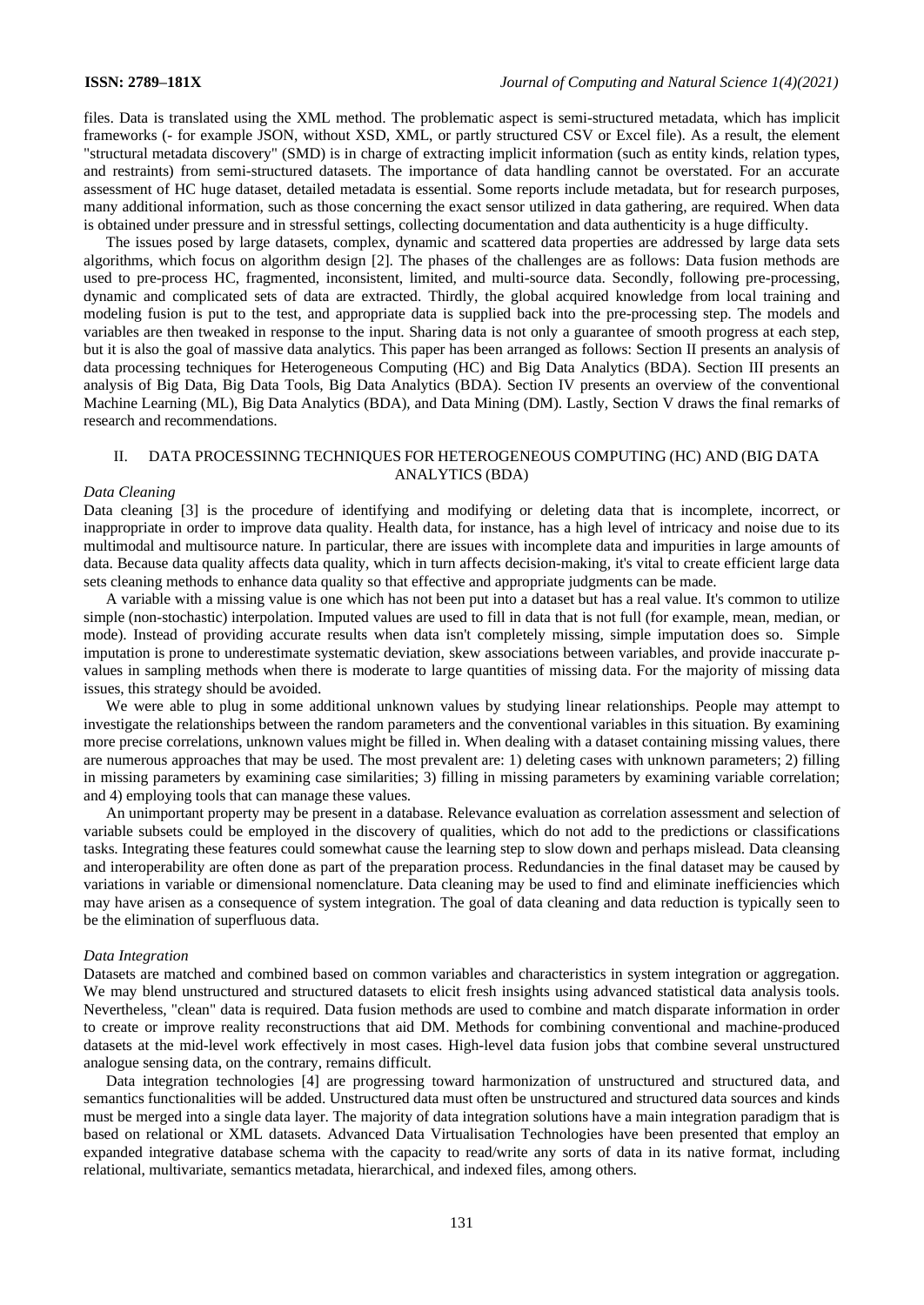files. Data is translated using the XML method. The problematic aspect is semi-structured metadata, which has implicit frameworks (- for example JSON, without XSD, XML, or partly structured CSV or Excel file). As a result, the element "structural metadata discovery" (SMD) is in charge of extracting implicit information (such as entity kinds, relation types, and restraints) from semi-structured datasets. The importance of data handling cannot be overstated. For an accurate assessment of HC huge dataset, detailed metadata is essential. Some reports include metadata, but for research purposes, many additional information, such as those concerning the exact sensor utilized in data gathering, are required. When data is obtained under pressure and in stressful settings, collecting documentation and data authenticity is a huge difficulty.

The issues posed by large datasets, complex, dynamic and scattered data properties are addressed by large data sets algorithms, which focus on algorithm design [2]. The phases of the challenges are as follows: Data fusion methods are used to pre-process HC, fragmented, inconsistent, limited, and multi-source data. Secondly, following pre-processing, dynamic and complicated sets of data are extracted. Thirdly, the global acquired knowledge from local training and modeling fusion is put to the test, and appropriate data is supplied back into the pre-processing step. The models and variables are then tweaked in response to the input. Sharing data is not only a guarantee of smooth progress at each step, but it is also the goal of massive data analytics. This paper has been arranged as follows: Section II presents an analysis of data processing techniques for Heterogeneous Computing (HC) and Big Data Analytics (BDA). Section III presents an analysis of Big Data, Big Data Tools, Big Data Analytics (BDA). Section IV presents an overview of the conventional Machine Learning (ML), Big Data Analytics (BDA), and Data Mining (DM). Lastly, Section V draws the final remarks of research and recommendations.

## II. DATA PROCESSINNG TECHNIQUES FOR HETEROGENEOUS COMPUTING (HC) AND (BIG DATA ANALYTICS (BDA)

### *Data Cleaning*

Data cleaning [3] is the procedure of identifying and modifying or deleting data that is incomplete, incorrect, or inappropriate in order to improve data quality. Health data, for instance, has a high level of intricacy and noise due to its multimodal and multisource nature. In particular, there are issues with incomplete data and impurities in large amounts of data. Because data quality affects data quality, which in turn affects decision-making, it's vital to create efficient large data sets cleaning methods to enhance data quality so that effective and appropriate judgments can be made.

A variable with a missing value is one which has not been put into a dataset but has a real value. It's common to utilize simple (non-stochastic) interpolation. Imputed values are used to fill in data that is not full (for example, mean, median, or mode). Instead of providing accurate results when data isn't completely missing, simple imputation does so. Simple imputation is prone to underestimate systematic deviation, skew associations between variables, and provide inaccurate p-values in sampling methods when there is moderate to large quantities of missing data. For the majority of missing data issues, this strategy should be avoided.

We were able to plug in some additional unknown values by studying linear relationships. People may attempt to investigate the relationships between the random parameters and the conventional variables in this situation. By examining more precise correlations, unknown values might be filled in. When dealing with a dataset containing missing values, there are numerous approaches that may be used. The most prevalent are: 1) deleting cases with unknown parameters; 2) filling in missing parameters by examining case similarities; 3) filling in missing parameters by examining variable correlation; and 4) employing tools that can manage these values.

An unimportant property may be present in a database. Relevance evaluation as correlation assessment and selection of variable subsets could be employed in the discovery of qualities, which do not add to the predictions or classifications tasks. Integrating these features could somewhat cause the learning step to slow down and perhaps mislead. Data cleansing and interoperability are often done as part of the preparation process. Redundancies in the final dataset may be caused by variations in variable or dimensional nomenclature. Data cleaning may be used to find and eliminate inefficiencies which may have arisen as a consequence of system integration. The goal of data cleaning and data reduction is typically seen to be the elimination of superfluous data.

### *Data Integration*

Datasets are matched and combined based on common variables and characteristics in system integration or aggregation. We may blend unstructured and structured datasets to elicit fresh insights using advanced statistical data analysis tools. Nevertheless, "clean" data is required. Data fusion methods are used to combine and match disparate information in order to create or improve reality reconstructions that aid DM. Methods for combining conventional and machine-produced datasets at the mid-level work effectively in most cases. High-level data fusion jobs that combine several unstructured analogue sensing data, on the contrary, remains difficult.

Data integration technologies [4] are progressing toward harmonization of unstructured and structured data, and semantics functionalities will be added. Unstructured data must often be unstructured and structured data sources and kinds must be merged into a single data layer. The majority of data integration solutions have a main integration paradigm that is based on relational or XML datasets. Advanced Data Virtualisation Technologies have been presented that employ an expanded integrative database schema with the capacity to read/write any sorts of data in its native format, including relational, multivariate, semantics metadata, hierarchical, and indexed files, among others.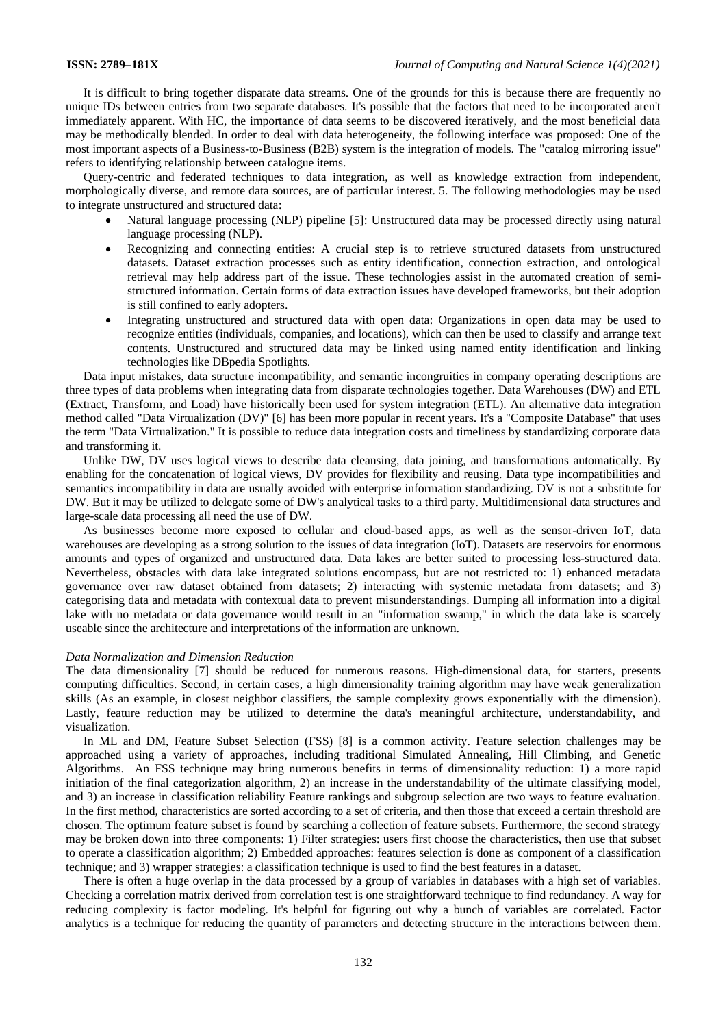It is difficult to bring together disparate data streams. One of the grounds for this is because there are frequently no unique IDs between entries from two separate databases. It's possible that the factors that need to be incorporated aren't immediately apparent. With HC, the importance of data seems to be discovered iteratively, and the most beneficial data may be methodically blended. In order to deal with data heterogeneity, the following interface was proposed: One of the most important aspects of a Business-to-Business (B2B) system is the integration of models. The "catalog mirroring issue" refers to identifying relationship between catalogue items.

Query-centric and federated techniques to data integration, as well as knowledge extraction from independent, morphologically diverse, and remote data sources, are of particular interest. 5. The following methodologies may be used to integrate unstructured and structured data:

- Natural language processing (NLP) pipeline [5]: Unstructured data may be processed directly using natural language processing (NLP).
- Recognizing and connecting entities: A crucial step is to retrieve structured datasets from unstructured datasets. Dataset extraction processes such as entity identification, connection extraction, and ontological retrieval may help address part of the issue. These technologies assist in the automated creation of semi-structured information. Certain forms of data extraction issues have developed frameworks, but their adoption is still confined to early adopters.
- Integrating unstructured and structured data with open data: Organizations in open data may be used to recognize entities (individuals, companies, and locations), which can then be used to classify and arrange text contents. Unstructured and structured data may be linked using named entity identification and linking technologies like DBpedia Spotlights.

Data input mistakes, data structure incompatibility, and semantic incongruities in company operating descriptions are three types of data problems when integrating data from disparate technologies together. Data Warehouses (DW) and ETL (Extract, Transform, and Load) have historically been used for system integration (ETL). An alternative data integration method called "Data Virtualization (DV)" [6] has been more popular in recent years. It's a "Composite Database" that uses the term "Data Virtualization." It is possible to reduce data integration costs and timeliness by standardizing corporate data and transforming it.

Unlike DW, DV uses logical views to describe data cleansing, data joining, and transformations automatically. By enabling for the concatenation of logical views, DV provides for flexibility and reusing. Data type incompatibilities and semantics incompatibility in data are usually avoided with enterprise information standardizing. DV is not a substitute for DW. But it may be utilized to delegate some of DW's analytical tasks to a third party. Multidimensional data structures and large-scale data processing all need the use of DW.

As businesses become more exposed to cellular and cloud-based apps, as well as the sensor-driven IoT, data warehouses are developing as a strong solution to the issues of data integration (IoT). Datasets are reservoirs for enormous amounts and types of organized and unstructured data. Data lakes are better suited to processing less-structured data. Nevertheless, obstacles with data lake integrated solutions encompass, but are not restricted to: 1) enhanced metadata governance over raw dataset obtained from datasets; 2) interacting with systemic metadata from datasets; and 3) categorising data and metadata with contextual data to prevent misunderstandings. Dumping all information into a digital lake with no metadata or data governance would result in an "information swamp," in which the data lake is scarcely useable since the architecture and interpretations of the information are unknown.

*Data Normalization and Dimension Reduction*

The data dimensionality [7] should be reduced for numerous reasons. High-dimensional data, for starters, presents computing difficulties. Second, in certain cases, a high dimensionality training algorithm may have weak generalization skills (As an example, in closest neighbor classifiers, the sample complexity grows exponentially with the dimension). Lastly, feature reduction may be utilized to determine the data's meaningful architecture, understandability, and visualization.

In ML and DM, Feature Subset Selection (FSS) [8] is a common activity. Feature selection challenges may be approached using a variety of approaches, including traditional Simulated Annealing, Hill Climbing, and Genetic Algorithms. An FSS technique may bring numerous benefits in terms of dimensionality reduction: 1) a more rapid initiation of the final categorization algorithm, 2) an increase in the understandability of the ultimate classifying model, and 3) an increase in classification reliability Feature rankings and subgroup selection are two ways to feature evaluation. In the first method, characteristics are sorted according to a set of criteria, and then those that exceed a certain threshold are chosen. The optimum feature subset is found by searching a collection of feature subsets. Furthermore, the second strategy may be broken down into three components: 1) Filter strategies: users first choose the characteristics, then use that subset to operate a classification algorithm; 2) Embedded approaches: features selection is done as component of a classification technique; and 3) wrapper strategies: a classification technique is used to find the best features in a dataset.

There is often a huge overlap in the data processed by a group of variables in databases with a high set of variables. Checking a correlation matrix derived from correlation test is one straightforward technique to find redundancy. A way for reducing complexity is factor modeling. It's helpful for figuring out why a bunch of variables are correlated. Factor analytics is a technique for reducing the quantity of parameters and detecting structure in the interactions between them.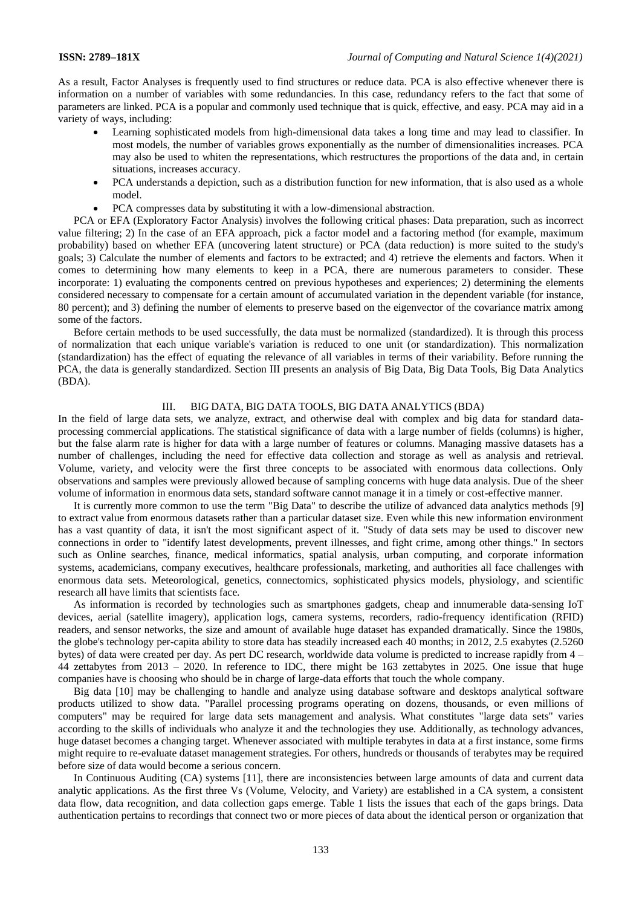As a result, Factor Analyses is frequently used to find structures or reduce data. PCA is also effective whenever there is information on a number of variables with some redundancies. In this case, redundancy refers to the fact that some of parameters are linked. PCA is a popular and commonly used technique that is quick, effective, and easy. PCA may aid in a variety of ways, including:

- Learning sophisticated models from high-dimensional data takes a long time and may lead to classifier. In most models, the number of variables grows exponentially as the number of dimensionalities increases. PCA may also be used to whiten the representations, which restructures the proportions of the data and, in certain situations, increases accuracy.
- PCA understands a depiction, such as a distribution function for new information, that is also used as a whole model.
- PCA compresses data by substituting it with a low-dimensional abstraction.

PCA or EFA (Exploratory Factor Analysis) involves the following critical phases: Data preparation, such as incorrect value filtering; 2) In the case of an EFA approach, pick a factor model and a factoring method (for example, maximum probability) based on whether EFA (uncovering latent structure) or PCA (data reduction) is more suited to the study's goals; 3) Calculate the number of elements and factors to be extracted; and 4) retrieve the elements and factors. When it comes to determining how many elements to keep in a PCA, there are numerous parameters to consider. These incorporate: 1) evaluating the components centred on previous hypotheses and experiences; 2) determining the elements considered necessary to compensate for a certain amount of accumulated variation in the dependent variable (for instance, 80 percent); and 3) defining the number of elements to preserve based on the eigenvector of the covariance matrix among some of the factors.

Before certain methods to be used successfully, the data must be normalized (standardized). It is through this process of normalization that each unique variable's variation is reduced to one unit (or standardization). This normalization (standardization) has the effect of equating the relevance of all variables in terms of their variability. Before running the PCA, the data is generally standardized. Section III presents an analysis of Big Data, Big Data Tools, Big Data Analytics (BDA).

## III. BIG DATA, BIG DATA TOOLS, BIG DATA ANALYTICS (BDA)

In the field of large data sets, we analyze, extract, and otherwise deal with complex and big data for standard data-processing commercial applications. The statistical significance of data with a large number of fields (columns) is higher, but the false alarm rate is higher for data with a large number of features or columns. Managing massive datasets has a number of challenges, including the need for effective data collection and storage as well as analysis and retrieval. Volume, variety, and velocity were the first three concepts to be associated with enormous data collections. Only observations and samples were previously allowed because of sampling concerns with huge data analysis. Due of the sheer volume of information in enormous data sets, standard software cannot manage it in a timely or cost-effective manner.

It is currently more common to use the term "Big Data" to describe the utilize of advanced data analytics methods [9] to extract value from enormous datasets rather than a particular dataset size. Even while this new information environment has a vast quantity of data, it isn't the most significant aspect of it. "Study of data sets may be used to discover new connections in order to "identify latest developments, prevent illnesses, and fight crime, among other things." In sectors such as Online searches, finance, medical informatics, spatial analysis, urban computing, and corporate information systems, academicians, company executives, healthcare professionals, marketing, and authorities all face challenges with enormous data sets. Meteorological, genetics, connectomics, sophisticated physics models, physiology, and scientific research all have limits that scientists face.

As information is recorded by technologies such as smartphones gadgets, cheap and innumerable data-sensing IoT devices, aerial (satellite imagery), application logs, camera systems, recorders, radio-frequency identification (RFID) readers, and sensor networks, the size and amount of available huge dataset has expanded dramatically. Since the 1980s, the globe's technology per-capita ability to store data has steadily increased each 40 months; in 2012, 2.5 exabytes (2.5260 bytes) of data were created per day. As pert DC research, worldwide data volume is predicted to increase rapidly from 4 – 44 zettabytes from 2013 – 2020. In reference to IDC, there might be 163 zettabytes in 2025. One issue that huge companies have is choosing who should be in charge of large-data efforts that touch the whole company.

Big data [10] may be challenging to handle and analyze using database software and desktops analytical software products utilized to show data. "Parallel processing programs operating on dozens, thousands, or even millions of computers" may be required for large data sets management and analysis. What constitutes "large data sets" varies according to the skills of individuals who analyze it and the technologies they use. Additionally, as technology advances, huge dataset becomes a changing target. Whenever associated with multiple terabytes in data at a first instance, some firms might require to re-evaluate dataset management strategies. For others, hundreds or thousands of terabytes may be required before size of data would become a serious concern.

In Continuous Auditing (CA) systems [11], there are inconsistencies between large amounts of data and current data analytic applications. As the first three Vs (Volume, Velocity, and Variety) are established in a CA system, a consistent data flow, data recognition, and data collection gaps emerge. Table 1 lists the issues that each of the gaps brings. Data authentication pertains to recordings that connect two or more pieces of data about the identical person or organization that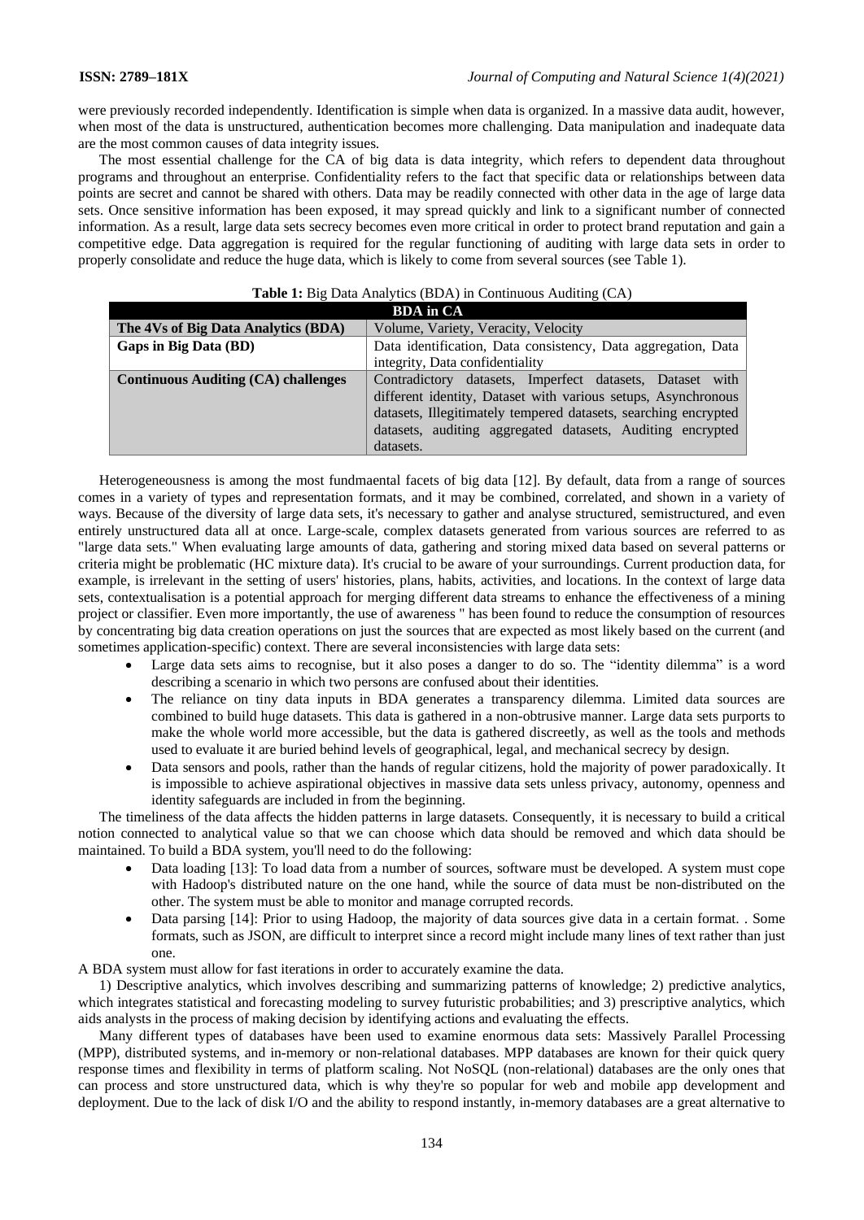were previously recorded independently. Identification is simple when data is organized. In a massive data audit, however, when most of the data is unstructured, authentication becomes more challenging. Data manipulation and inadequate data are the most common causes of data integrity issues.

The most essential challenge for the CA of big data is data integrity, which refers to dependent data throughout programs and throughout an enterprise. Confidentiality refers to the fact that specific data or relationships between data points are secret and cannot be shared with others. Data may be readily connected with other data in the age of large data sets. Once sensitive information has been exposed, it may spread quickly and link to a significant number of connected information. As a result, large data sets secrecy becomes even more critical in order to protect brand reputation and gain a competitive edge. Data aggregation is required for the regular functioning of auditing with large data sets in order to properly consolidate and reduce the huge data, which is likely to come from several sources (see Table 1).

**Table 1:** Big Data Analytics (BDA) in Continuous Auditing (CA)

| BDA in CA | |
|---|---|
| **The 4Vs of Big Data Analytics (BDA)** | Volume, Variety, Veracity, Velocity |
| **Gaps in Big Data (BD)** | Data identification, Data consistency, Data aggregation, Data integrity, Data confidentiality |
| **Continuous Auditing (CA) challenges** | Contradictory datasets, Imperfect datasets, Dataset with different identity, Dataset with various setups, Asynchronous datasets, Illegitimately tempered datasets, searching encrypted datasets, auditing aggregated datasets, Auditing encrypted datasets. |

Heterogeneousness is among the most fundmaental facets of big data [12]. By default, data from a range of sources comes in a variety of types and representation formats, and it may be combined, correlated, and shown in a variety of ways. Because of the diversity of large data sets, it's necessary to gather and analyse structured, semistructured, and even entirely unstructured data all at once. Large-scale, complex datasets generated from various sources are referred to as "large data sets." When evaluating large amounts of data, gathering and storing mixed data based on several patterns or criteria might be problematic (HC mixture data). It's crucial to be aware of your surroundings. Current production data, for example, is irrelevant in the setting of users' histories, plans, habits, activities, and locations. In the context of large data sets, contextualisation is a potential approach for merging different data streams to enhance the effectiveness of a mining project or classifier. Even more importantly, the use of awareness " has been found to reduce the consumption of resources by concentrating big data creation operations on just the sources that are expected as most likely based on the current (and sometimes application-specific) context. There are several inconsistencies with large data sets:

- Large data sets aims to recognise, but it also poses a danger to do so. The "identity dilemma" is a word describing a scenario in which two persons are confused about their identities.
- The reliance on tiny data inputs in BDA generates a transparency dilemma. Limited data sources are combined to build huge datasets. This data is gathered in a non-obtrusive manner. Large data sets purports to make the whole world more accessible, but the data is gathered discreetly, as well as the tools and methods used to evaluate it are buried behind levels of geographical, legal, and mechanical secrecy by design.
- Data sensors and pools, rather than the hands of regular citizens, hold the majority of power paradoxically. It is impossible to achieve aspirational objectives in massive data sets unless privacy, autonomy, openness and identity safeguards are included in from the beginning.

The timeliness of the data affects the hidden patterns in large datasets. Consequently, it is necessary to build a critical notion connected to analytical value so that we can choose which data should be removed and which data should be maintained. To build a BDA system, you'll need to do the following:

- Data loading [13]: To load data from a number of sources, software must be developed. A system must cope with Hadoop's distributed nature on the one hand, while the source of data must be non-distributed on the other. The system must be able to monitor and manage corrupted records.
- Data parsing [14]: Prior to using Hadoop, the majority of data sources give data in a certain format. . Some formats, such as JSON, are difficult to interpret since a record might include many lines of text rather than just one.

A BDA system must allow for fast iterations in order to accurately examine the data.

1) Descriptive analytics, which involves describing and summarizing patterns of knowledge; 2) predictive analytics, which integrates statistical and forecasting modeling to survey futuristic probabilities; and 3) prescriptive analytics, which aids analysts in the process of making decision by identifying actions and evaluating the effects.

Many different types of databases have been used to examine enormous data sets: Massively Parallel Processing (MPP), distributed systems, and in-memory or non-relational databases. MPP databases are known for their quick query response times and flexibility in terms of platform scaling. Not NoSQL (non-relational) databases are the only ones that can process and store unstructured data, which is why they're so popular for web and mobile app development and deployment. Due to the lack of disk I/O and the ability to respond instantly, in-memory databases are a great alternative to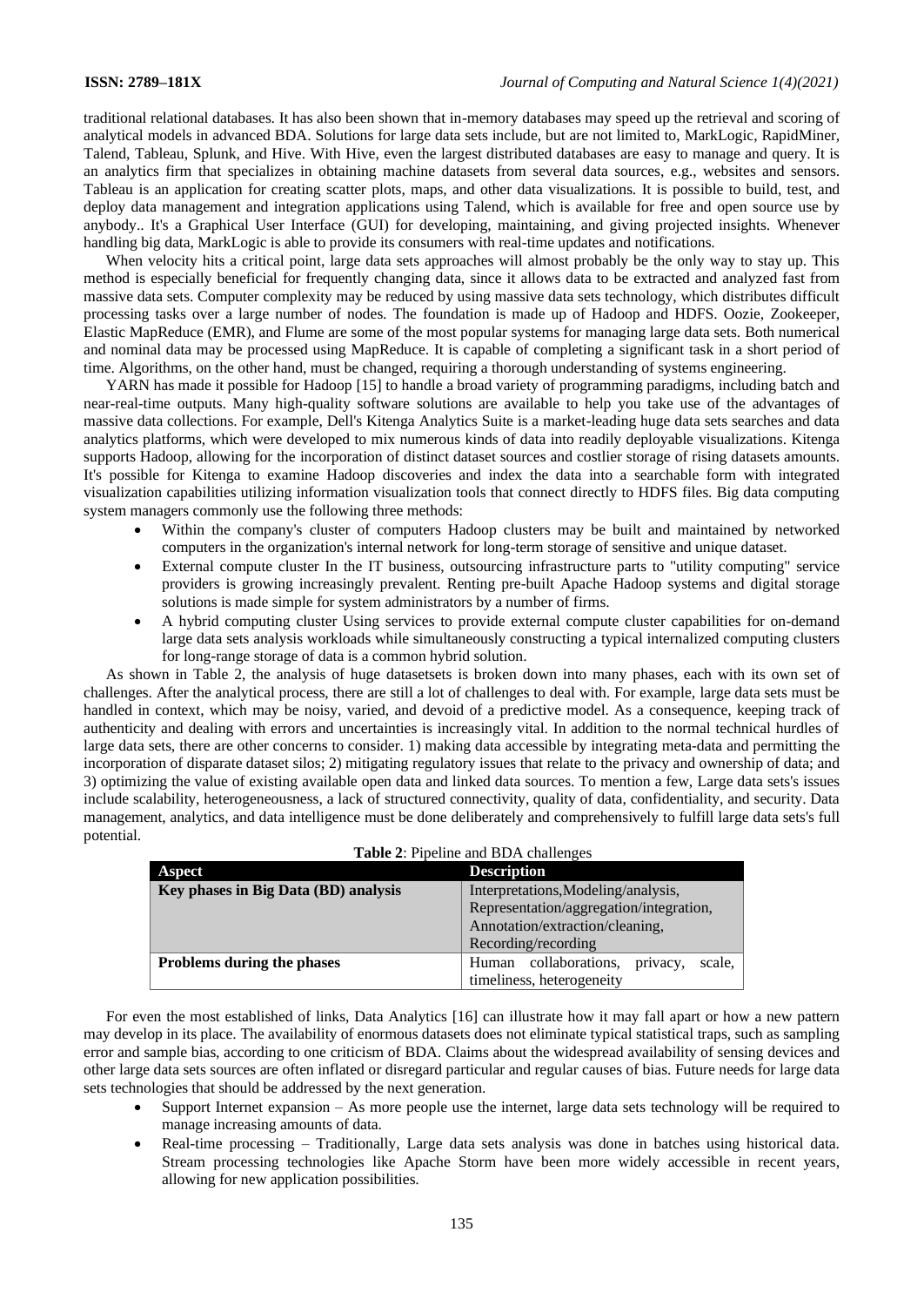traditional relational databases. It has also been shown that in-memory databases may speed up the retrieval and scoring of analytical models in advanced BDA. Solutions for large data sets include, but are not limited to, MarkLogic, RapidMiner, Talend, Tableau, Splunk, and Hive. With Hive, even the largest distributed databases are easy to manage and query. It is an analytics firm that specializes in obtaining machine datasets from several data sources, e.g., websites and sensors. Tableau is an application for creating scatter plots, maps, and other data visualizations. It is possible to build, test, and deploy data management and integration applications using Talend, which is available for free and open source use by anybody.. It's a Graphical User Interface (GUI) for developing, maintaining, and giving projected insights. Whenever handling big data, MarkLogic is able to provide its consumers with real-time updates and notifications.

When velocity hits a critical point, large data sets approaches will almost probably be the only way to stay up. This method is especially beneficial for frequently changing data, since it allows data to be extracted and analyzed fast from massive data sets. Computer complexity may be reduced by using massive data sets technology, which distributes difficult processing tasks over a large number of nodes. The foundation is made up of Hadoop and HDFS. Oozie, Zookeeper, Elastic MapReduce (EMR), and Flume are some of the most popular systems for managing large data sets. Both numerical and nominal data may be processed using MapReduce. It is capable of completing a significant task in a short period of time. Algorithms, on the other hand, must be changed, requiring a thorough understanding of systems engineering.

YARN has made it possible for Hadoop [15] to handle a broad variety of programming paradigms, including batch and near-real-time outputs. Many high-quality software solutions are available to help you take use of the advantages of massive data collections. For example, Dell's Kitenga Analytics Suite is a market-leading huge data sets searches and data analytics platforms, which were developed to mix numerous kinds of data into readily deployable visualizations. Kitenga supports Hadoop, allowing for the incorporation of distinct dataset sources and costlier storage of rising datasets amounts. It's possible for Kitenga to examine Hadoop discoveries and index the data into a searchable form with integrated visualization capabilities utilizing information visualization tools that connect directly to HDFS files. Big data computing system managers commonly use the following three methods:

- Within the company's cluster of computers Hadoop clusters may be built and maintained by networked computers in the organization's internal network for long-term storage of sensitive and unique dataset.
- External compute cluster In the IT business, outsourcing infrastructure parts to "utility computing" service providers is growing increasingly prevalent. Renting pre-built Apache Hadoop systems and digital storage solutions is made simple for system administrators by a number of firms.
- A hybrid computing cluster Using services to provide external compute cluster capabilities for on-demand large data sets analysis workloads while simultaneously constructing a typical internalized computing clusters for long-range storage of data is a common hybrid solution.

As shown in Table 2, the analysis of huge datasetsets is broken down into many phases, each with its own set of challenges. After the analytical process, there are still a lot of challenges to deal with. For example, large data sets must be handled in context, which may be noisy, varied, and devoid of a predictive model. As a consequence, keeping track of authenticity and dealing with errors and uncertainties is increasingly vital. In addition to the normal technical hurdles of large data sets, there are other concerns to consider. 1) making data accessible by integrating meta-data and permitting the incorporation of disparate dataset silos; 2) mitigating regulatory issues that relate to the privacy and ownership of data; and 3) optimizing the value of existing available open data and linked data sources. To mention a few, Large data sets's issues include scalability, heterogeneousness, a lack of structured connectivity, quality of data, confidentiality, and security. Data management, analytics, and data intelligence must be done deliberately and comprehensively to fulfill large data sets's full potential.

**Table 2**: Pipeline and BDA challenges

| Aspect | Description |
|---|---|
| **Key phases in Big Data (BD) analysis** | Interpretations,Modeling/analysis, Representation/aggregation/integration, Annotation/extraction/cleaning, Recording/recording |
| **Problems during the phases** | Human collaborations, privacy, scale, timeliness, heterogeneity |

For even the most established of links, Data Analytics [16] can illustrate how it may fall apart or how a new pattern may develop in its place. The availability of enormous datasets does not eliminate typical statistical traps, such as sampling error and sample bias, according to one criticism of BDA. Claims about the widespread availability of sensing devices and other large data sets sources are often inflated or disregard particular and regular causes of bias. Future needs for large data sets technologies that should be addressed by the next generation.

- Support Internet expansion – As more people use the internet, large data sets technology will be required to manage increasing amounts of data.
- Real-time processing – Traditionally, Large data sets analysis was done in batches using historical data. Stream processing technologies like Apache Storm have been more widely accessible in recent years, allowing for new application possibilities.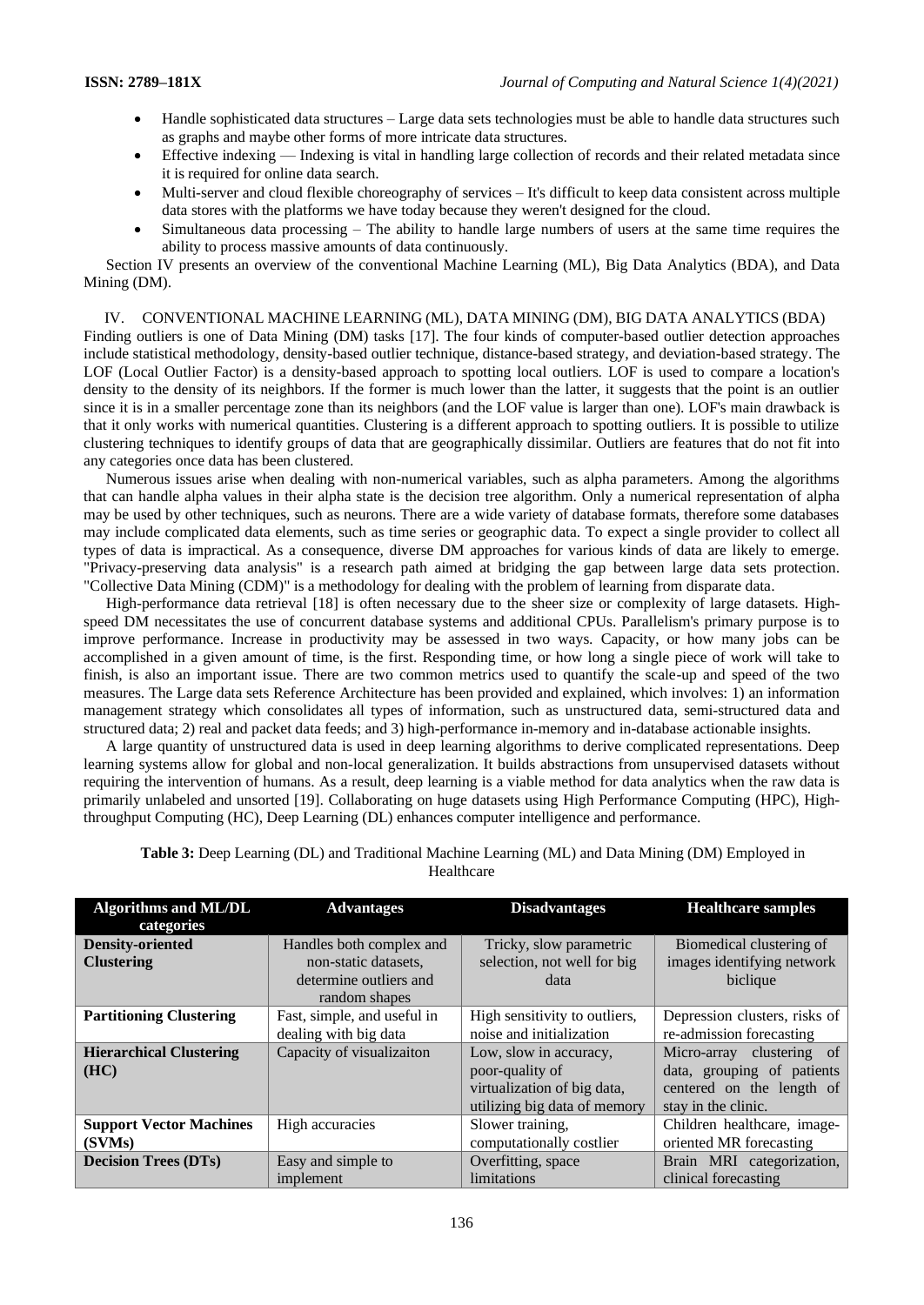- Handle sophisticated data structures – Large data sets technologies must be able to handle data structures such as graphs and maybe other forms of more intricate data structures.
- Effective indexing — Indexing is vital in handling large collection of records and their related metadata since it is required for online data search.
- Multi-server and cloud flexible choreography of services – It's difficult to keep data consistent across multiple data stores with the platforms we have today because they weren't designed for the cloud.
- Simultaneous data processing – The ability to handle large numbers of users at the same time requires the ability to process massive amounts of data continuously.

Section IV presents an overview of the conventional Machine Learning (ML), Big Data Analytics (BDA), and Data Mining (DM).

## IV. CONVENTIONAL MACHINE LEARNING (ML), DATA MINING (DM), BIG DATA ANALYTICS (BDA)

Finding outliers is one of Data Mining (DM) tasks [17]. The four kinds of computer-based outlier detection approaches include statistical methodology, density-based outlier technique, distance-based strategy, and deviation-based strategy. The LOF (Local Outlier Factor) is a density-based approach to spotting local outliers. LOF is used to compare a location's density to the density of its neighbors. If the former is much lower than the latter, it suggests that the point is an outlier since it is in a smaller percentage zone than its neighbors (and the LOF value is larger than one). LOF's main drawback is that it only works with numerical quantities. Clustering is a different approach to spotting outliers. It is possible to utilize clustering techniques to identify groups of data that are geographically dissimilar. Outliers are features that do not fit into any categories once data has been clustered.

Numerous issues arise when dealing with non-numerical variables, such as alpha parameters. Among the algorithms that can handle alpha values in their alpha state is the decision tree algorithm. Only a numerical representation of alpha may be used by other techniques, such as neurons. There are a wide variety of database formats, therefore some databases may include complicated data elements, such as time series or geographic data. To expect a single provider to collect all types of data is impractical. As a consequence, diverse DM approaches for various kinds of data are likely to emerge. "Privacy-preserving data analysis" is a research path aimed at bridging the gap between large data sets protection. "Collective Data Mining (CDM)" is a methodology for dealing with the problem of learning from disparate data.

High-performance data retrieval [18] is often necessary due to the sheer size or complexity of large datasets. High-speed DM necessitates the use of concurrent database systems and additional CPUs. Parallelism's primary purpose is to improve performance. Increase in productivity may be assessed in two ways. Capacity, or how many jobs can be accomplished in a given amount of time, is the first. Responding time, or how long a single piece of work will take to finish, is also an important issue. There are two common metrics used to quantify the scale-up and speed of the two measures. The Large data sets Reference Architecture has been provided and explained, which involves: 1) an information management strategy which consolidates all types of information, such as unstructured data, semi-structured data and structured data; 2) real and packet data feeds; and 3) high-performance in-memory and in-database actionable insights.

A large quantity of unstructured data is used in deep learning algorithms to derive complicated representations. Deep learning systems allow for global and non-local generalization. It builds abstractions from unsupervised datasets without requiring the intervention of humans. As a result, deep learning is a viable method for data analytics when the raw data is primarily unlabeled and unsorted [19]. Collaborating on huge datasets using High Performance Computing (HPC), High-throughput Computing (HC), Deep Learning (DL) enhances computer intelligence and performance.

**Table 3:** Deep Learning (DL) and Traditional Machine Learning (ML) and Data Mining (DM) Employed in Healthcare

| Algorithms and ML/DL categories | Advantages | Disadvantages | Healthcare samples |
|---|---|---|---|
| **Density-oriented Clustering** | Handles both complex and non-static datasets, determine outliers and random shapes | Tricky, slow parametric selection, not well for big data | Biomedical clustering of images identifying network biclique |
| **Partitioning Clustering** | Fast, simple, and useful in dealing with big data | High sensitivity to outliers, noise and initialization | Depression clusters, risks of re-admission forecasting |
| **Hierarchical Clustering (HC)** | Capacity of visualizaiton | Low, slow in accuracy, poor-quality of virtualization of big data, utilizing big data of memory | Micro-array clustering of data, grouping of patients centered on the length of stay in the clinic. |
| **Support Vector Machines (SVMs)** | High accuracies | Slower training, computationally costlier | Children healthcare, image-oriented MR forecasting |
| **Decision Trees (DTs)** | Easy and simple to implement | Overfitting, space limitations | Brain MRI categorization, clinical forecasting |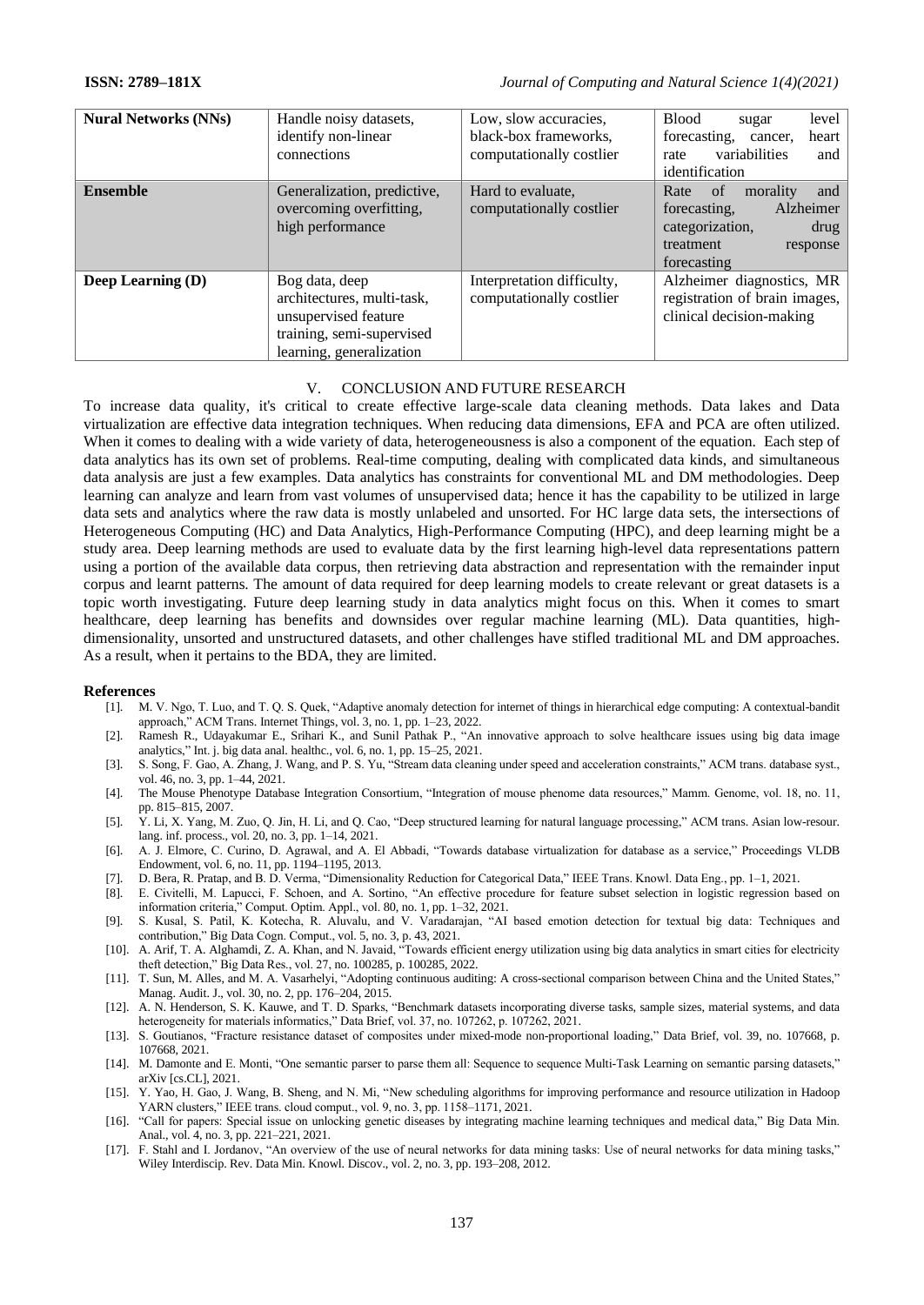| **Nural Networks (NNs)** | Handle noisy datasets, identify non-linear connections | Low, slow accuracies, black-box frameworks, computationally costlier | Blood sugar level forecasting, cancer, heart rate variabilities and identification |
|---|---|---|---|
| **Ensemble** | Generalization, predictive, overcoming overfitting, high performance | Hard to evaluate, computationally costlier | Rate of morality and forecasting, Alzheimer categorization, drug treatment response forecasting |
| **Deep Learning (D)** | Bog data, deep architectures, multi-task, unsupervised feature training, semi-supervised learning, generalization | Interpretation difficulty, computationally costlier | Alzheimer diagnostics, MR registration of brain images, clinical decision-making |

## V. CONCLUSION AND FUTURE RESEARCH

To increase data quality, it's critical to create effective large-scale data cleaning methods. Data lakes and Data virtualization are effective data integration techniques. When reducing data dimensions, EFA and PCA are often utilized. When it comes to dealing with a wide variety of data, heterogeneousness is also a component of the equation. Each step of data analytics has its own set of problems. Real-time computing, dealing with complicated data kinds, and simultaneous data analysis are just a few examples. Data analytics has constraints for conventional ML and DM methodologies. Deep learning can analyze and learn from vast volumes of unsupervised data; hence it has the capability to be utilized in large data sets and analytics where the raw data is mostly unlabeled and unsorted. For HC large data sets, the intersections of Heterogeneous Computing (HC) and Data Analytics, High-Performance Computing (HPC), and deep learning might be a study area. Deep learning methods are used to evaluate data by the first learning high-level data representations pattern using a portion of the available data corpus, then retrieving data abstraction and representation with the remainder input corpus and learnt patterns. The amount of data required for deep learning models to create relevant or great datasets is a topic worth investigating. Future deep learning study in data analytics might focus on this. When it comes to smart healthcare, deep learning has benefits and downsides over regular machine learning (ML). Data quantities, high-dimensionality, unsorted and unstructured datasets, and other challenges have stifled traditional ML and DM approaches. As a result, when it pertains to the BDA, they are limited.

## References

[1]. M. V. Ngo, T. Luo, and T. Q. S. Quek, "Adaptive anomaly detection for internet of things in hierarchical edge computing: A contextual-bandit approach," ACM Trans. Internet Things, vol. 3, no. 1, pp. 1–23, 2022.

[2]. Ramesh R., Udayakumar E., Srihari K., and Sunil Pathak P., "An innovative approach to solve healthcare issues using big data image analytics," Int. j. big data anal. healthc., vol. 6, no. 1, pp. 15–25, 2021.

[3]. S. Song, F. Gao, A. Zhang, J. Wang, and P. S. Yu, "Stream data cleaning under speed and acceleration constraints," ACM trans. database syst., vol. 46, no. 3, pp. 1–44, 2021.

[4]. The Mouse Phenotype Database Integration Consortium, "Integration of mouse phenome data resources," Mamm. Genome, vol. 18, no. 11, pp. 815–815, 2007.

[5]. Y. Li, X. Yang, M. Zuo, Q. Jin, H. Li, and Q. Cao, "Deep structured learning for natural language processing," ACM trans. Asian low-resour. lang. inf. process., vol. 20, no. 3, pp. 1–14, 2021.

[6]. A. J. Elmore, C. Curino, D. Agrawal, and A. El Abbadi, "Towards database virtualization for database as a service," Proceedings VLDB Endowment, vol. 6, no. 11, pp. 1194–1195, 2013.

[7]. D. Bera, R. Pratap, and B. D. Verma, "Dimensionality Reduction for Categorical Data," IEEE Trans. Knowl. Data Eng., pp. 1–1, 2021.

[8]. E. Civitelli, M. Lapucci, F. Schoen, and A. Sortino, "An effective procedure for feature subset selection in logistic regression based on information criteria," Comput. Optim. Appl., vol. 80, no. 1, pp. 1–32, 2021.

[9]. S. Kusal, S. Patil, K. Kotecha, R. Aluvalu, and V. Varadarajan, "AI based emotion detection for textual big data: Techniques and contribution," Big Data Cogn. Comput., vol. 5, no. 3, p. 43, 2021.

[10]. A. Arif, T. A. Alghamdi, Z. A. Khan, and N. Javaid, "Towards efficient energy utilization using big data analytics in smart cities for electricity theft detection," Big Data Res., vol. 27, no. 100285, p. 100285, 2022.

[11]. T. Sun, M. Alles, and M. A. Vasarhelyi, "Adopting continuous auditing: A cross-sectional comparison between China and the United States," Manag. Audit. J., vol. 30, no. 2, pp. 176–204, 2015.

[12]. A. N. Henderson, S. K. Kauwe, and T. D. Sparks, "Benchmark datasets incorporating diverse tasks, sample sizes, material systems, and data heterogeneity for materials informatics," Data Brief, vol. 37, no. 107262, p. 107262, 2021.

[13]. S. Goutianos, "Fracture resistance dataset of composites under mixed-mode non-proportional loading," Data Brief, vol. 39, no. 107668, p. 107668, 2021.

[14]. M. Damonte and E. Monti, "One semantic parser to parse them all: Sequence to sequence Multi-Task Learning on semantic parsing datasets," arXiv [cs.CL], 2021.

[15]. Y. Yao, H. Gao, J. Wang, B. Sheng, and N. Mi, "New scheduling algorithms for improving performance and resource utilization in Hadoop YARN clusters," IEEE trans. cloud comput., vol. 9, no. 3, pp. 1158–1171, 2021.

[16]. "Call for papers: Special issue on unlocking genetic diseases by integrating machine learning techniques and medical data," Big Data Min. Anal., vol. 4, no. 3, pp. 221–221, 2021.

[17]. F. Stahl and I. Jordanov, "An overview of the use of neural networks for data mining tasks: Use of neural networks for data mining tasks," Wiley Interdiscip. Rev. Data Min. Knowl. Discov., vol. 2, no. 3, pp. 193–208, 2012.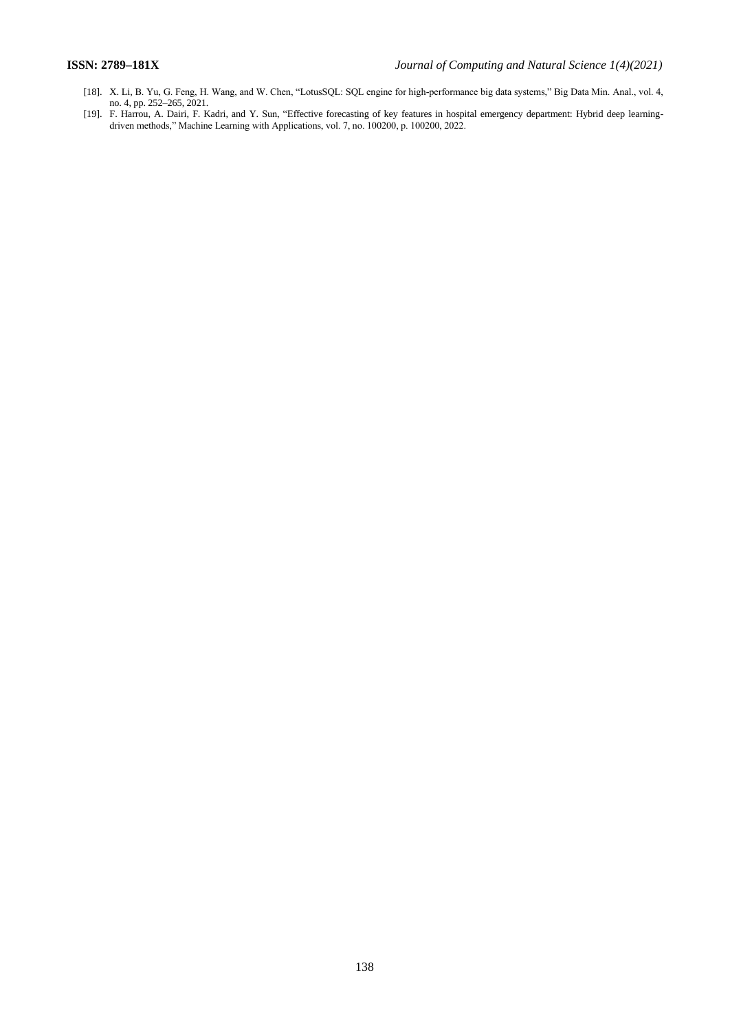[18]. X. Li, B. Yu, G. Feng, H. Wang, and W. Chen, "LotusSQL: SQL engine for high-performance big data systems," Big Data Min. Anal., vol. 4, no. 4, pp. 252–265, 2021.

[19]. F. Harrou, A. Dairi, F. Kadri, and Y. Sun, "Effective forecasting of key features in hospital emergency department: Hybrid deep learning-driven methods," Machine Learning with Applications, vol. 7, no. 100200, p. 100200, 2022.